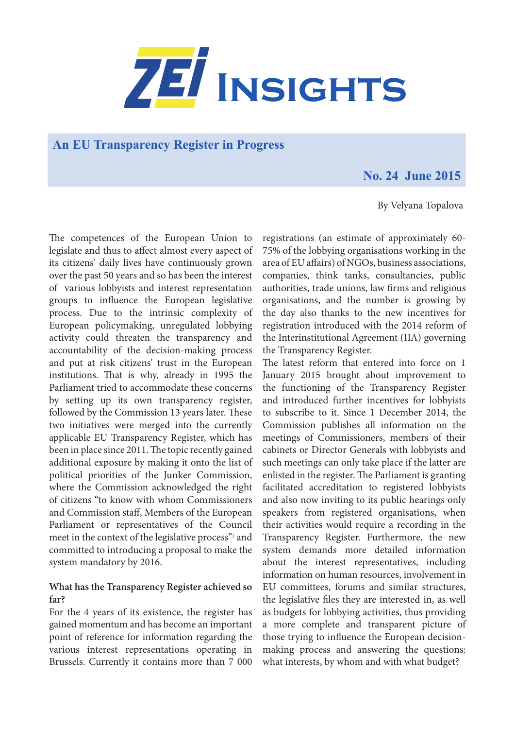# ZEI Insights

## An EU Transparency Register in Progress

**No. 24 June 2015**

By Velyana Topalova

The competences of the European Union to legislate and thus to affect almost every aspect of its citizens' daily lives have continuously grown over the past 50 years and so has been the interest of various lobbyists and interest representation groups to influence the European legislative process. Due to the intrinsic complexity of European policymaking, unregulated lobbying activity could threaten the transparency and accountability of the decision-making process and put at risk citizens' trust in the European institutions. That is why, already in 1995 the Parliament tried to accommodate these concerns by setting up its own transparency register, followed by the Commission 13 years later. These two initiatives were merged into the currently applicable EU Transparency Register, which has been in place since 2011. The topic recently gained additional exposure by making it onto the list of political priorities of the Junker Commission, where the Commission acknowledged the right of citizens "to know with whom Commissioners and Commission staff, Members of the European Parliament or representatives of the Council meet in the context of the legislative process"[1] and committed to introducing a proposal to make the system mandatory by 2016.

**What has the Transparency Register achieved so far?**

For the 4 years of its existence, the register has gained momentum and has become an important point of reference for information regarding the various interest representations operating in Brussels. Currently it contains more than 7 000 registrations (an estimate of approximately 60-75% of the lobbying organisations working in the area of EU affairs) of NGOs, business associations, companies, think tanks, consultancies, public authorities, trade unions, law firms and religious organisations, and the number is growing by the day also thanks to the new incentives for registration introduced with the 2014 reform of the Interinstitutional Agreement (IIA) governing the Transparency Register.

The latest reform that entered into force on 1 January 2015 brought about improvement to the functioning of the Transparency Register and introduced further incentives for lobbyists to subscribe to it. Since 1 December 2014, the Commission publishes all information on the meetings of Commissioners, members of their cabinets or Director Generals with lobbyists and such meetings can only take place if the latter are enlisted in the register. The Parliament is granting facilitated accreditation to registered lobbyists and also now inviting to its public hearings only speakers from registered organisations, when their activities would require a recording in the Transparency Register. Furthermore, the new system demands more detailed information about the interest representatives, including information on human resources, involvement in EU committees, forums and similar structures, the legislative files they are interested in, as well as budgets for lobbying activities, thus providing a more complete and transparent picture of those trying to influence the European decision-making process and answering the questions: what interests, by whom and with what budget?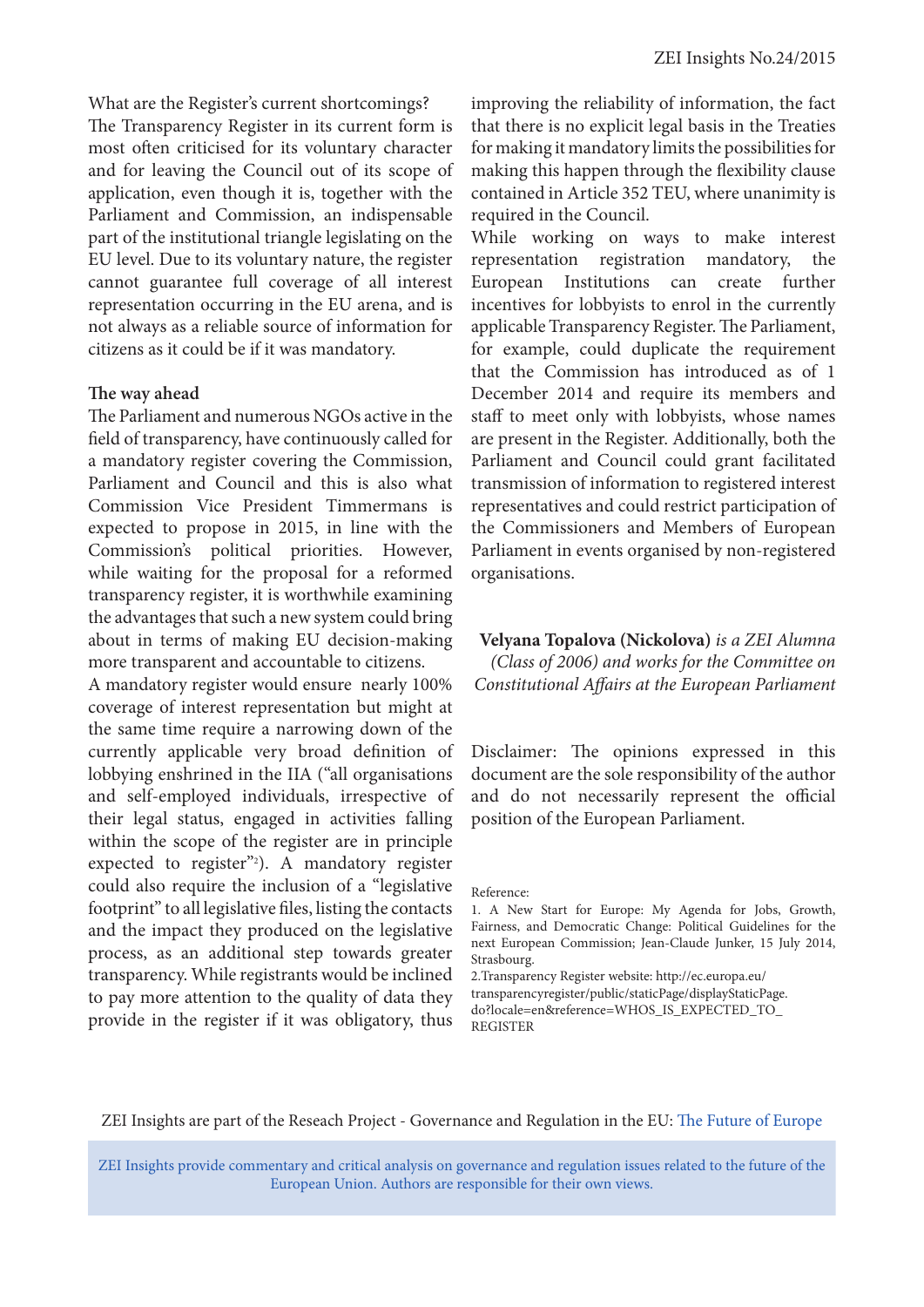What are the Register's current shortcomings?
The Transparency Register in its current form is most often criticised for its voluntary character and for leaving the Council out of its scope of application, even though it is, together with the Parliament and Commission, an indispensable part of the institutional triangle legislating on the EU level. Due to its voluntary nature, the register cannot guarantee full coverage of all interest representation occurring in the EU arena, and is not always as a reliable source of information for citizens as it could be if it was mandatory.

**The way ahead**

The Parliament and numerous NGOs active in the field of transparency, have continuously called for a mandatory register covering the Commission, Parliament and Council and this is also what Commission Vice President Timmermans is expected to propose in 2015, in line with the Commission's political priorities. However, while waiting for the proposal for a reformed transparency register, it is worthwhile examining the advantages that such a new system could bring about in terms of making EU decision-making more transparent and accountable to citizens.

A mandatory register would ensure nearly 100% coverage of interest representation but might at the same time require a narrowing down of the currently applicable very broad definition of lobbying enshrined in the IIA ("all organisations and self-employed individuals, irrespective of their legal status, engaged in activities falling within the scope of the register are in principle expected to register"[2]). A mandatory register could also require the inclusion of a "legislative footprint" to all legislative files, listing the contacts and the impact they produced on the legislative process, as an additional step towards greater transparency. While registrants would be inclined to pay more attention to the quality of data they provide in the register if it was obligatory, thus improving the reliability of information, the fact that there is no explicit legal basis in the Treaties for making it mandatory limits the possibilities for making this happen through the flexibility clause contained in Article 352 TEU, where unanimity is required in the Council.

While working on ways to make interest representation registration mandatory, the European Institutions can create further incentives for lobbyists to enrol in the currently applicable Transparency Register. The Parliament, for example, could duplicate the requirement that the Commission has introduced as of 1 December 2014 and require its members and staff to meet only with lobbyists, whose names are present in the Register. Additionally, both the Parliament and Council could grant facilitated transmission of information to registered interest representatives and could restrict participation of the Commissioners and Members of European Parliament in events organised by non-registered organisations.

**Velyana Topalova (Nickolova)** *is a ZEI Alumna (Class of 2006) and works for the Committee on Constitutional Affairs at the European Parliament*

Disclaimer: The opinions expressed in this document are the sole responsibility of the author and do not necessarily represent the official position of the European Parliament.

Reference:

1. A New Start for Europe: My Agenda for Jobs, Growth, Fairness, and Democratic Change: Political Guidelines for the next European Commission; Jean-Claude Junker, 15 July 2014, Strasbourg.
2. Transparency Register website: http://ec.europa.eu/transparencyregister/public/staticPage/displayStaticPage.do?locale=en&reference=WHOS_IS_EXPECTED_TO_REGISTER

ZEI Insights are part of the Reseach Project - Governance and Regulation in the EU: The Future of Europe

ZEI Insights provide commentary and critical analysis on governance and regulation issues related to the future of the European Union. Authors are responsible for their own views.